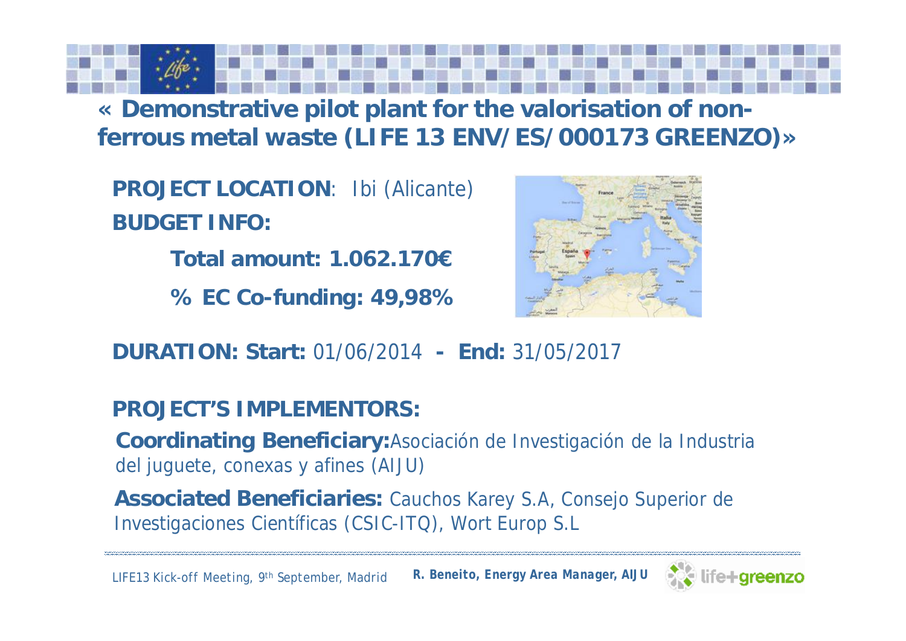# « Demonstrative pilot plant for the valorisation of non-ferrous metal waste (LIFE 13 ENV/ES/000173 GREENZO)»

**PROJECT LOCATION**: Ibi (Alicante)

**BUDGET INFO:**

**Total amount: 1.062.170€**

**% EC Co-funding: 49,98%**

**DURATION: Start:** 01/06/2014 **- End:** 31/05/2017

**PROJECT'S IMPLEMENTORS:**

**Coordinating Beneficiary:** Asociación de Investigación de la Industria del juguete, conexas y afines (AIJU)

**Associated Beneficiaries:** Cauchos Karey S.A, Consejo Superior de Investigaciones Científicas (CSIC-ITQ), Wort Europ S.L

LIFE13 Kick-off Meeting, 9th September, Madrid **R. Beneito, Energy Area Manager, AIJU**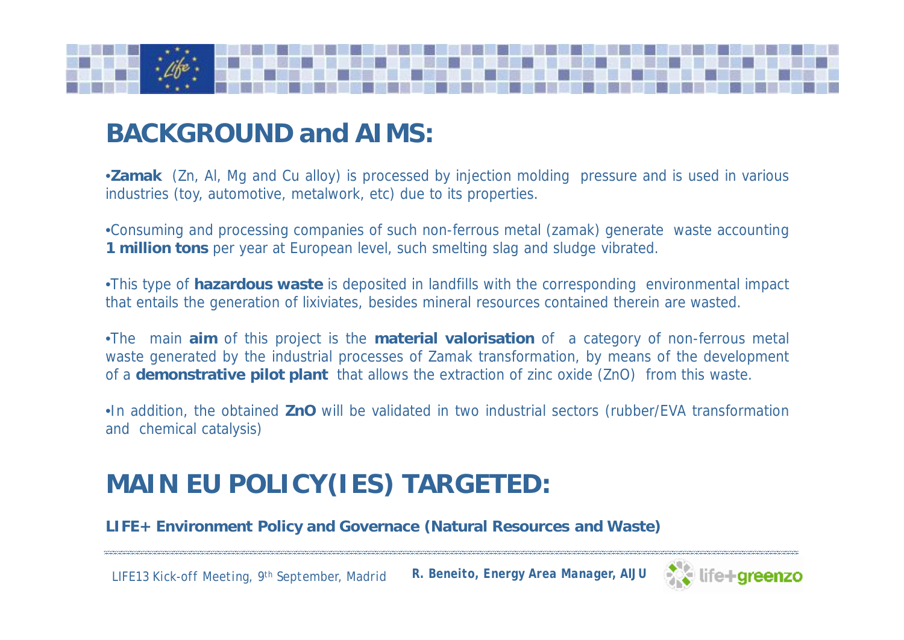## BACKGROUND and AIMS:

- **Zamak** (Zn, Al, Mg and Cu alloy) is processed by injection molding pressure and is used in various industries (toy, automotive, metalwork, etc) due to its properties.

- Consuming and processing companies of such non-ferrous metal (zamak) generate waste accounting **1 million tons** per year at European level, such smelting slag and sludge vibrated.

- This type of **hazardous waste** is deposited in landfills with the corresponding environmental impact that entails the generation of lixiviates, besides mineral resources contained therein are wasted.

- The main **aim** of this project is the **material valorisation** of a category of non-ferrous metal waste generated by the industrial processes of Zamak transformation, by means of the development of a **demonstrative pilot plant** that allows the extraction of zinc oxide (ZnO) from this waste.

- In addition, the obtained **ZnO** will be validated in two industrial sectors (rubber/EVA transformation and chemical catalysis)

## MAIN EU POLICY(IES) TARGETED:

**LIFE+ Environment Policy and Governace (Natural Resources and Waste)**

LIFE13 Kick-off Meeting, 9th September, Madrid *R. Beneito, Energy Area Manager, AIJU*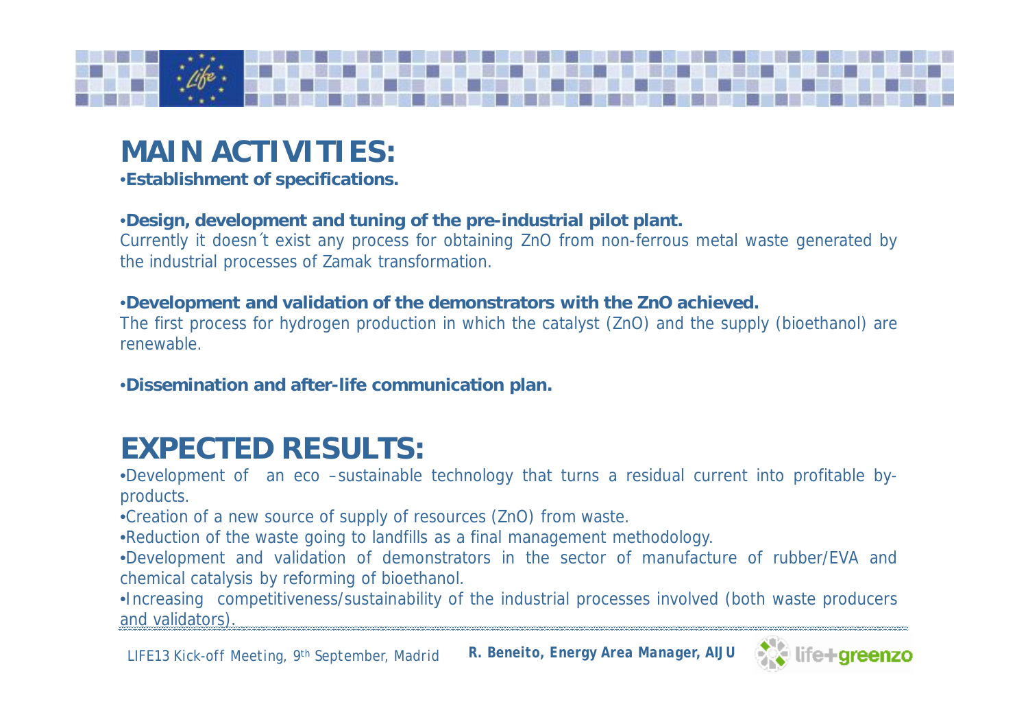# MAIN ACTIVITIES:

- **Establishment of specifications.**

- **Design, development and tuning of the pre-industrial pilot plant.**
Currently it doesn´t exist any process for obtaining ZnO from non-ferrous metal waste generated by the industrial processes of Zamak transformation.

- **Development and validation of the demonstrators with the ZnO achieved.**
The first process for hydrogen production in which the catalyst (ZnO) and the supply (bioethanol) are renewable.

- **Dissemination and after-life communication plan.**

# EXPECTED RESULTS:

- Development of an eco –sustainable technology that turns a residual current into profitable by-products.
- Creation of a new source of supply of resources (ZnO) from waste.
- Reduction of the waste going to landfills as a final management methodology.
- Development and validation of demonstrators in the sector of manufacture of rubber/EVA and chemical catalysis by reforming of bioethanol.
- Increasing competitiveness/sustainability of the industrial processes involved (both waste producers and validators).

LIFE13 Kick-off Meeting, 9th September, Madrid **R. Beneito, Energy Area Manager, AIJU**